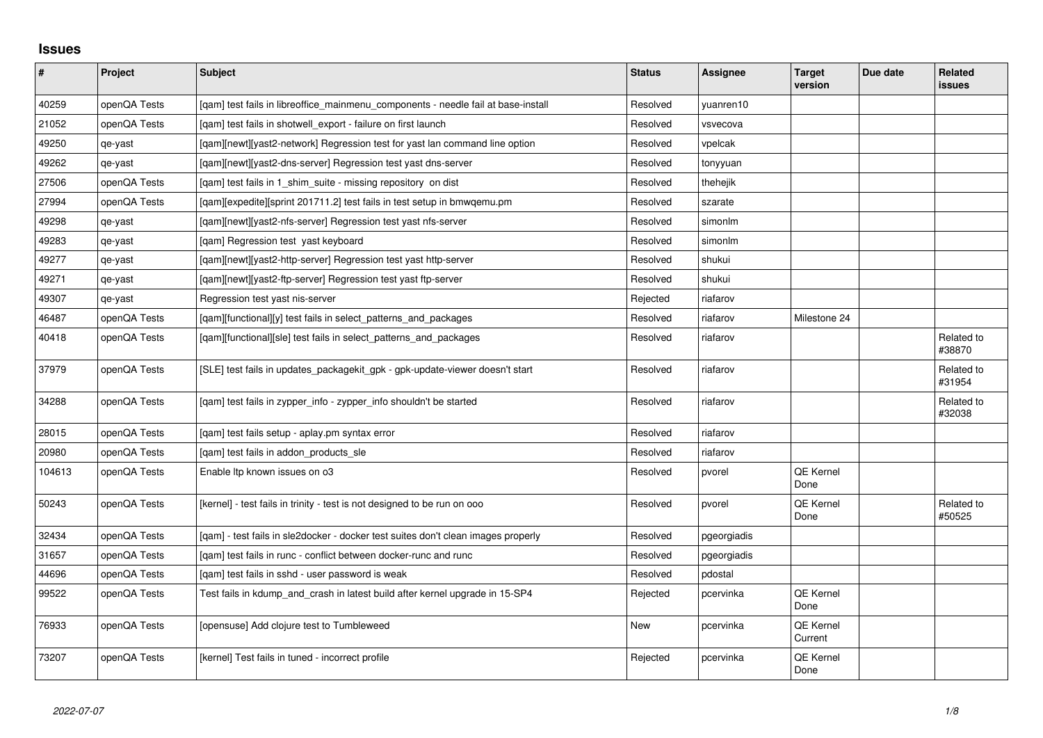## Issues

| # | Project | Subject | Status | Assignee | Target version | Due date | Related issues |
|---|---|---|---|---|---|---|---|
| 40259 | openQA Tests | [qam] test fails in libreoffice_mainmenu_components - needle fail at base-install | Resolved | yuanren10 | | | |
| 21052 | openQA Tests | [qam] test fails in shotwell_export - failure on first launch | Resolved | vsvecova | | | |
| 49250 | qe-yast | [qam][newt][yast2-network] Regression test for yast lan command line option | Resolved | vpelcak | | | |
| 49262 | qe-yast | [qam][newt][yast2-dns-server] Regression test yast dns-server | Resolved | tonyyuan | | | |
| 27506 | openQA Tests | [qam] test fails in 1_shim_suite - missing repository on dist | Resolved | thehejik | | | |
| 27994 | openQA Tests | [qam][expedite][sprint 201711.2] test fails in test setup in bmwqemu.pm | Resolved | szarate | | | |
| 49298 | qe-yast | [qam][newt][yast2-nfs-server] Regression test yast nfs-server | Resolved | simonlm | | | |
| 49283 | qe-yast | [qam] Regression test yast keyboard | Resolved | simonlm | | | |
| 49277 | qe-yast | [qam][newt][yast2-http-server] Regression test yast http-server | Resolved | shukui | | | |
| 49271 | qe-yast | [qam][newt][yast2-ftp-server] Regression test yast ftp-server | Resolved | shukui | | | |
| 49307 | qe-yast | Regression test yast nis-server | Rejected | riafarov | | | |
| 46487 | openQA Tests | [qam][functional][y] test fails in select_patterns_and_packages | Resolved | riafarov | Milestone 24 | | |
| 40418 | openQA Tests | [qam][functional][sle] test fails in select_patterns_and_packages | Resolved | riafarov | | | Related to #38870 |
| 37979 | openQA Tests | [SLE] test fails in updates_packagekit_gpk - gpk-update-viewer doesn't start | Resolved | riafarov | | | Related to #31954 |
| 34288 | openQA Tests | [qam] test fails in zypper_info - zypper_info shouldn't be started | Resolved | riafarov | | | Related to #32038 |
| 28015 | openQA Tests | [qam] test fails setup - aplay.pm syntax error | Resolved | riafarov | | | |
| 20980 | openQA Tests | [qam] test fails in addon_products_sle | Resolved | riafarov | | | |
| 104613 | openQA Tests | Enable ltp known issues on o3 | Resolved | pvorel | QE Kernel Done | | |
| 50243 | openQA Tests | [kernel] - test fails in trinity - test is not designed to be run on ooo | Resolved | pvorel | QE Kernel Done | | Related to #50525 |
| 32434 | openQA Tests | [qam] - test fails in sle2docker - docker test suites don't clean images properly | Resolved | pgeorgiadis | | | |
| 31657 | openQA Tests | [qam] test fails in runc - conflict between docker-runc and runc | Resolved | pgeorgiadis | | | |
| 44696 | openQA Tests | [qam] test fails in sshd - user password is weak | Resolved | pdostal | | | |
| 99522 | openQA Tests | Test fails in kdump_and_crash in latest build after kernel upgrade in 15-SP4 | Rejected | pcervinka | QE Kernel Done | | |
| 76933 | openQA Tests | [opensuse] Add clojure test to Tumbleweed | New | pcervinka | QE Kernel Current | | |
| 73207 | openQA Tests | [kernel] Test fails in tuned - incorrect profile | Rejected | pcervinka | QE Kernel Done | | |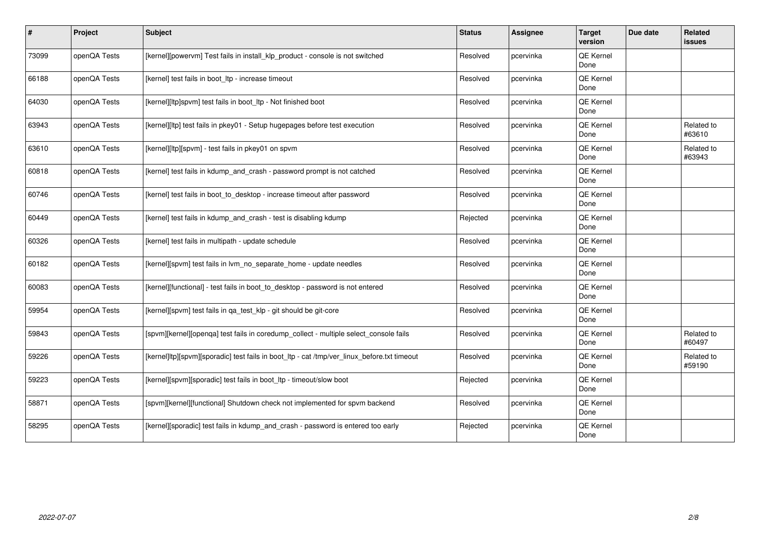| # | Project | Subject | Status | Assignee | Target version | Due date | Related issues |
|---|---|---|---|---|---|---|---|
| 73099 | openQA Tests | [kernel][powervm] Test fails in install_klp_product - console is not switched | Resolved | pcervinka | QE Kernel Done | | |
| 66188 | openQA Tests | [kernel] test fails in boot_ltp - increase timeout | Resolved | pcervinka | QE Kernel Done | | |
| 64030 | openQA Tests | [kernel][ltp]spvm] test fails in boot_ltp - Not finished boot | Resolved | pcervinka | QE Kernel Done | | |
| 63943 | openQA Tests | [kernel][ltp] test fails in pkey01 - Setup hugepages before test execution | Resolved | pcervinka | QE Kernel Done | | Related to #63610 |
| 63610 | openQA Tests | [kernel][ltp][spvm] - test fails in pkey01 on spvm | Resolved | pcervinka | QE Kernel Done | | Related to #63943 |
| 60818 | openQA Tests | [kernel] test fails in kdump_and_crash - password prompt is not catched | Resolved | pcervinka | QE Kernel Done | | |
| 60746 | openQA Tests | [kernel] test fails in boot_to_desktop - increase timeout after password | Resolved | pcervinka | QE Kernel Done | | |
| 60449 | openQA Tests | [kernel] test fails in kdump_and_crash - test is disabling kdump | Rejected | pcervinka | QE Kernel Done | | |
| 60326 | openQA Tests | [kernel] test fails in multipath - update schedule | Resolved | pcervinka | QE Kernel Done | | |
| 60182 | openQA Tests | [kernel][spvm] test fails in lvm_no_separate_home - update needles | Resolved | pcervinka | QE Kernel Done | | |
| 60083 | openQA Tests | [kernel][functional] - test fails in boot_to_desktop - password is not entered | Resolved | pcervinka | QE Kernel Done | | |
| 59954 | openQA Tests | [kernel][spvm] test fails in qa_test_klp - git should be git-core | Resolved | pcervinka | QE Kernel Done | | |
| 59843 | openQA Tests | [spvm][kernel][openqa] test fails in coredump_collect - multiple select_console fails | Resolved | pcervinka | QE Kernel Done | | Related to #60497 |
| 59226 | openQA Tests | [kernel]ltp][spvm][sporadic] test fails in boot_ltp - cat /tmp/ver_linux_before.txt timeout | Resolved | pcervinka | QE Kernel Done | | Related to #59190 |
| 59223 | openQA Tests | [kernel][spvm][sporadic] test fails in boot_ltp - timeout/slow boot | Rejected | pcervinka | QE Kernel Done | | |
| 58871 | openQA Tests | [spvm][kernel][functional] Shutdown check not implemented for spvm backend | Resolved | pcervinka | QE Kernel Done | | |
| 58295 | openQA Tests | [kernel][sporadic] test fails in kdump_and_crash - password is entered too early | Rejected | pcervinka | QE Kernel Done | | |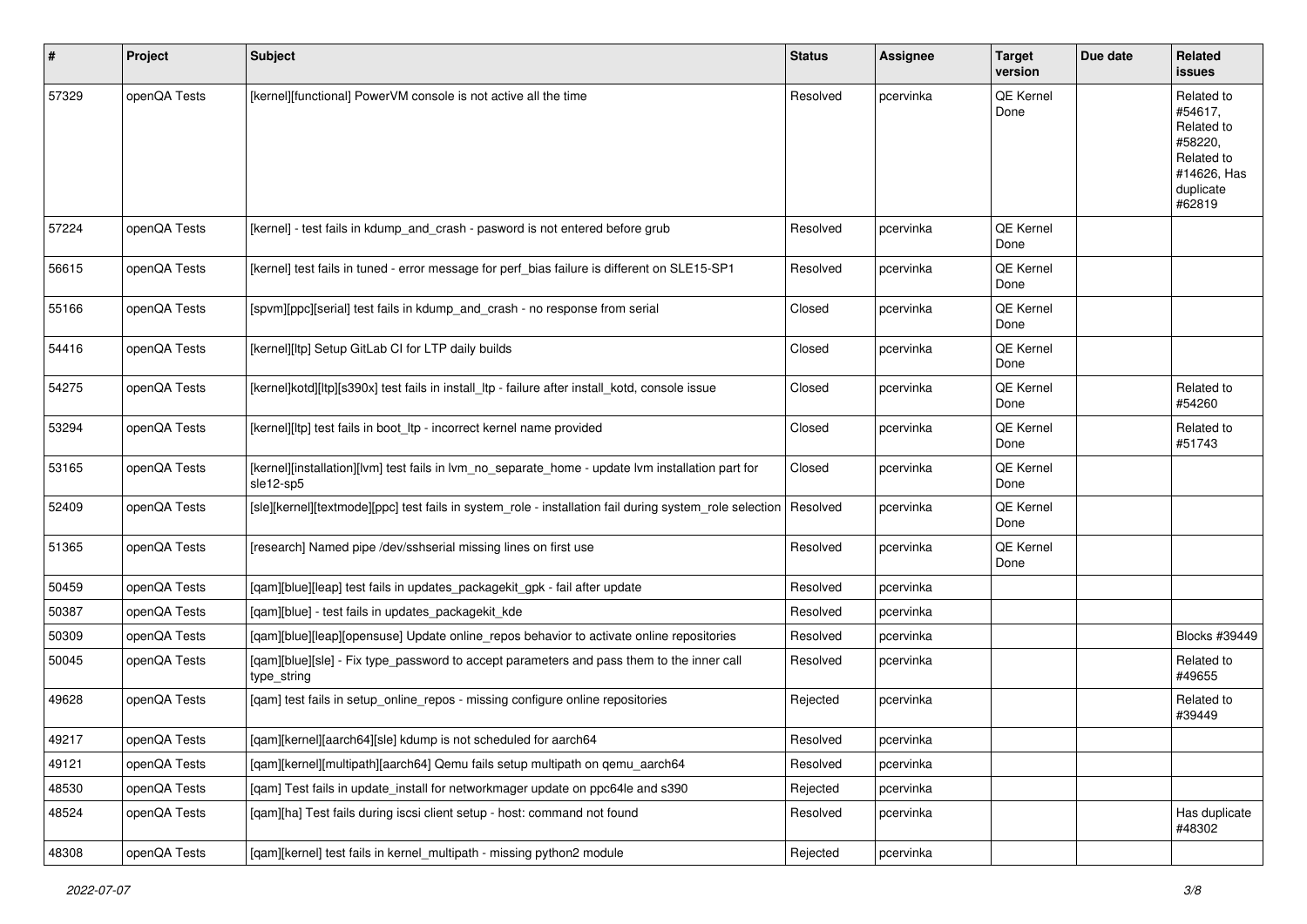| # | Project | Subject | Status | Assignee | Target version | Due date | Related issues |
|---|---|---|---|---|---|---|---|
| 57329 | openQA Tests | [kernel][functional] PowerVM console is not active all the time | Resolved | pcervinka | QE Kernel Done | | Related to #54617, Related to #58220, Related to #14626, Has duplicate #62819 |
| 57224 | openQA Tests | [kernel] - test fails in kdump_and_crash - pasword is not entered before grub | Resolved | pcervinka | QE Kernel Done | | |
| 56615 | openQA Tests | [kernel] test fails in tuned - error message for perf_bias failure is different on SLE15-SP1 | Resolved | pcervinka | QE Kernel Done | | |
| 55166 | openQA Tests | [spvm][ppc][serial] test fails in kdump_and_crash - no response from serial | Closed | pcervinka | QE Kernel Done | | |
| 54416 | openQA Tests | [kernel][ltp] Setup GitLab CI for LTP daily builds | Closed | pcervinka | QE Kernel Done | | |
| 54275 | openQA Tests | [kernel]kotd][ltp][s390x] test fails in install_ltp - failure after install_kotd, console issue | Closed | pcervinka | QE Kernel Done | | Related to #54260 |
| 53294 | openQA Tests | [kernel][ltp] test fails in boot_ltp - incorrect kernel name provided | Closed | pcervinka | QE Kernel Done | | Related to #51743 |
| 53165 | openQA Tests | [kernel][installation][lvm] test fails in lvm_no_separate_home - update lvm installation part for sle12-sp5 | Closed | pcervinka | QE Kernel Done | | |
| 52409 | openQA Tests | [sle][kernel][textmode][ppc] test fails in system_role - installation fail during system_role selection | Resolved | pcervinka | QE Kernel Done | | |
| 51365 | openQA Tests | [research] Named pipe /dev/sshserial missing lines on first use | Resolved | pcervinka | QE Kernel Done | | |
| 50459 | openQA Tests | [qam][blue][leap] test fails in updates_packagekit_gpk - fail after update | Resolved | pcervinka | | | |
| 50387 | openQA Tests | [qam][blue] - test fails in updates_packagekit_kde | Resolved | pcervinka | | | |
| 50309 | openQA Tests | [qam][blue][leap][opensuse] Update online_repos behavior to activate online repositories | Resolved | pcervinka | | | Blocks #39449 |
| 50045 | openQA Tests | [qam][blue][sle] - Fix type_password to accept parameters and pass them to the inner call type_string | Resolved | pcervinka | | | Related to #49655 |
| 49628 | openQA Tests | [qam] test fails in setup_online_repos - missing configure online repositories | Rejected | pcervinka | | | Related to #39449 |
| 49217 | openQA Tests | [qam][kernel][aarch64][sle] kdump is not scheduled for aarch64 | Resolved | pcervinka | | | |
| 49121 | openQA Tests | [qam][kernel][multipath][aarch64] Qemu fails setup multipath on qemu_aarch64 | Resolved | pcervinka | | | |
| 48530 | openQA Tests | [qam] Test fails in update_install for networkmager update on ppc64le and s390 | Rejected | pcervinka | | | |
| 48524 | openQA Tests | [qam][ha] Test fails during iscsi client setup - host: command not found | Resolved | pcervinka | | | Has duplicate #48302 |
| 48308 | openQA Tests | [qam][kernel] test fails in kernel_multipath - missing python2 module | Rejected | pcervinka | | | |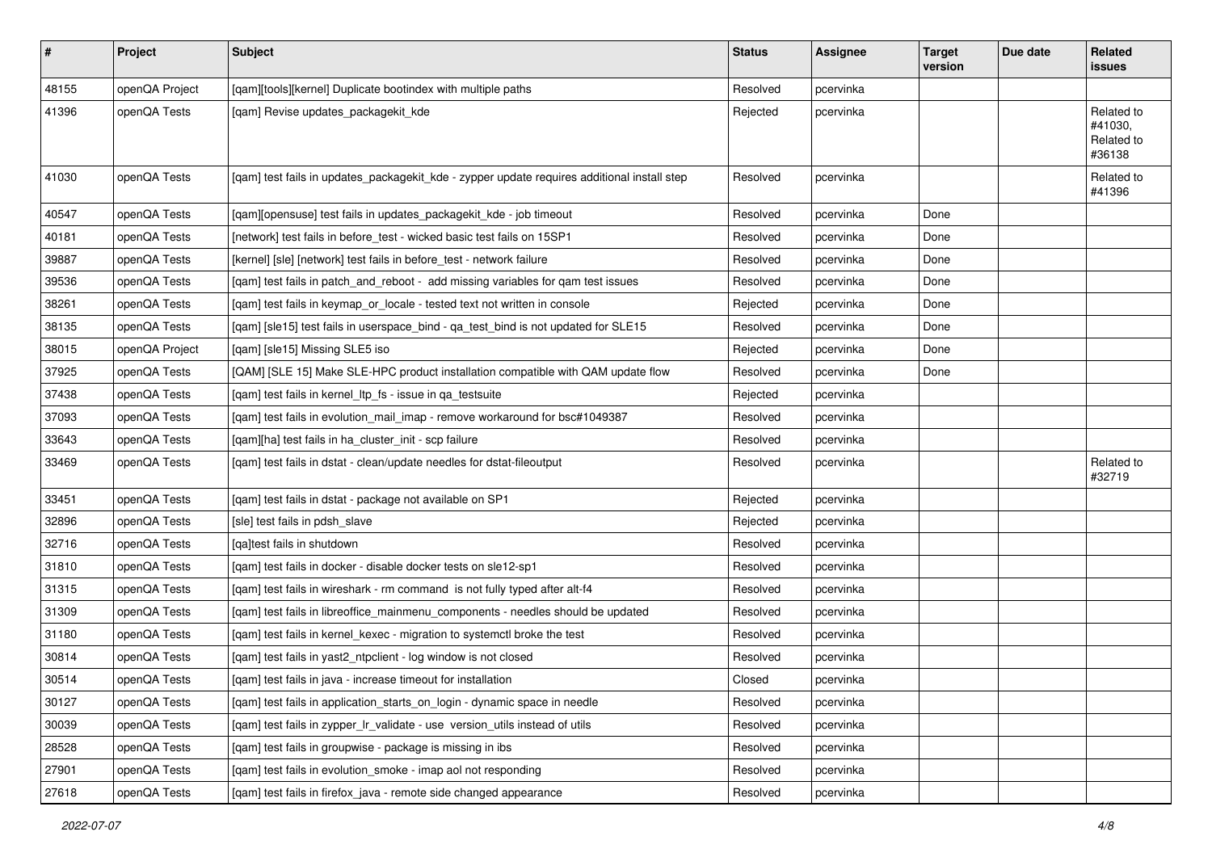| # | Project | Subject | Status | Assignee | Target version | Due date | Related issues |
|---|---|---|---|---|---|---|---|
| 48155 | openQA Project | [qam][tools][kernel] Duplicate bootindex with multiple paths | Resolved | pcervinka | | | |
| 41396 | openQA Tests | [qam] Revise updates_packagekit_kde | Rejected | pcervinka | | | Related to #41030, Related to #36138 |
| 41030 | openQA Tests | [qam] test fails in updates_packagekit_kde - zypper update requires additional install step | Resolved | pcervinka | | | Related to #41396 |
| 40547 | openQA Tests | [qam][opensuse] test fails in updates_packagekit_kde - job timeout | Resolved | pcervinka | Done | | |
| 40181 | openQA Tests | [network] test fails in before_test - wicked basic test fails on 15SP1 | Resolved | pcervinka | Done | | |
| 39887 | openQA Tests | [kernel] [sle] [network] test fails in before_test - network failure | Resolved | pcervinka | Done | | |
| 39536 | openQA Tests | [qam] test fails in patch_and_reboot - add missing variables for qam test issues | Resolved | pcervinka | Done | | |
| 38261 | openQA Tests | [qam] test fails in keymap_or_locale - tested text not written in console | Rejected | pcervinka | Done | | |
| 38135 | openQA Tests | [qam] [sle15] test fails in userspace_bind - qa_test_bind is not updated for SLE15 | Resolved | pcervinka | Done | | |
| 38015 | openQA Project | [qam] [sle15] Missing SLE5 iso | Rejected | pcervinka | Done | | |
| 37925 | openQA Tests | [QAM] [SLE 15] Make SLE-HPC product installation compatible with QAM update flow | Resolved | pcervinka | Done | | |
| 37438 | openQA Tests | [qam] test fails in kernel_ltp_fs - issue in qa_testsuite | Rejected | pcervinka | | | |
| 37093 | openQA Tests | [qam] test fails in evolution_mail_imap - remove workaround for bsc#1049387 | Resolved | pcervinka | | | |
| 33643 | openQA Tests | [qam][ha] test fails in ha_cluster_init - scp failure | Resolved | pcervinka | | | |
| 33469 | openQA Tests | [qam] test fails in dstat - clean/update needles for dstat-fileoutput | Resolved | pcervinka | | | Related to #32719 |
| 33451 | openQA Tests | [qam] test fails in dstat - package not available on SP1 | Rejected | pcervinka | | | |
| 32896 | openQA Tests | [sle] test fails in pdsh_slave | Rejected | pcervinka | | | |
| 32716 | openQA Tests | [qa]test fails in shutdown | Resolved | pcervinka | | | |
| 31810 | openQA Tests | [qam] test fails in docker - disable docker tests on sle12-sp1 | Resolved | pcervinka | | | |
| 31315 | openQA Tests | [qam] test fails in wireshark - rm command is not fully typed after alt-f4 | Resolved | pcervinka | | | |
| 31309 | openQA Tests | [qam] test fails in libreoffice_mainmenu_components - needles should be updated | Resolved | pcervinka | | | |
| 31180 | openQA Tests | [qam] test fails in kernel_kexec - migration to systemctl broke the test | Resolved | pcervinka | | | |
| 30814 | openQA Tests | [qam] test fails in yast2_ntpclient - log window is not closed | Resolved | pcervinka | | | |
| 30514 | openQA Tests | [qam] test fails in java - increase timeout for installation | Closed | pcervinka | | | |
| 30127 | openQA Tests | [qam] test fails in application_starts_on_login - dynamic space in needle | Resolved | pcervinka | | | |
| 30039 | openQA Tests | [qam] test fails in zypper_lr_validate - use version_utils instead of utils | Resolved | pcervinka | | | |
| 28528 | openQA Tests | [qam] test fails in groupwise - package is missing in ibs | Resolved | pcervinka | | | |
| 27901 | openQA Tests | [qam] test fails in evolution_smoke - imap aol not responding | Resolved | pcervinka | | | |
| 27618 | openQA Tests | [qam] test fails in firefox_java - remote side changed appearance | Resolved | pcervinka | | | |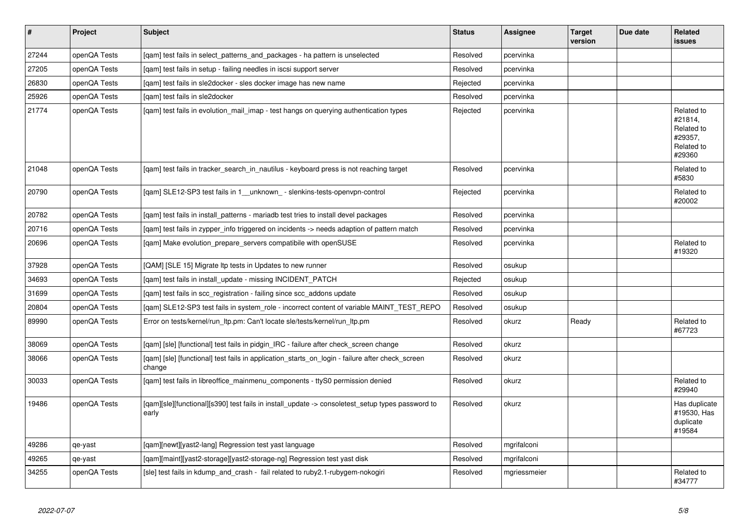| # | Project | Subject | Status | Assignee | Target version | Due date | Related issues |
|---|---|---|---|---|---|---|---|
| 27244 | openQA Tests | [qam] test fails in select_patterns_and_packages - ha pattern is unselected | Resolved | pcervinka | | | |
| 27205 | openQA Tests | [qam] test fails in setup - failing needles in iscsi support server | Resolved | pcervinka | | | |
| 26830 | openQA Tests | [qam] test fails in sle2docker - sles docker image has new name | Rejected | pcervinka | | | |
| 25926 | openQA Tests | [qam] test fails in sle2docker | Resolved | pcervinka | | | |
| 21774 | openQA Tests | [qam] test fails in evolution_mail_imap - test hangs on querying authentication types | Rejected | pcervinka | | | Related to #21814, Related to #29357, Related to #29360 |
| 21048 | openQA Tests | [qam] test fails in tracker_search_in_nautilus - keyboard press is not reaching target | Resolved | pcervinka | | | Related to #5830 |
| 20790 | openQA Tests | [qam] SLE12-SP3 test fails in 1__unknown_ - slenkins-tests-openvpn-control | Rejected | pcervinka | | | Related to #20002 |
| 20782 | openQA Tests | [qam] test fails in install_patterns - mariadb test tries to install devel packages | Resolved | pcervinka | | | |
| 20716 | openQA Tests | [qam] test fails in zypper_info triggered on incidents -> needs adaption of pattern match | Resolved | pcervinka | | | |
| 20696 | openQA Tests | [qam] Make evolution_prepare_servers compatibile with openSUSE | Resolved | pcervinka | | | Related to #19320 |
| 37928 | openQA Tests | [QAM] [SLE 15] Migrate ltp tests in Updates to new runner | Resolved | osukup | | | |
| 34693 | openQA Tests | [qam] test fails in install_update - missing INCIDENT_PATCH | Rejected | osukup | | | |
| 31699 | openQA Tests | [qam] test fails in scc_registration - failing since scc_addons update | Resolved | osukup | | | |
| 20804 | openQA Tests | [qam] SLE12-SP3 test fails in system_role - incorrect content of variable MAINT_TEST_REPO | Resolved | osukup | | | |
| 89990 | openQA Tests | Error on tests/kernel/run_ltp.pm: Can't locate sle/tests/kernel/run_ltp.pm | Resolved | okurz | Ready | | Related to #67723 |
| 38069 | openQA Tests | [qam] [sle] [functional] test fails in pidgin_IRC - failure after check_screen change | Resolved | okurz | | | |
| 38066 | openQA Tests | [qam] [sle] [functional] test fails in application_starts_on_login - failure after check_screen change | Resolved | okurz | | | |
| 30033 | openQA Tests | [qam] test fails in libreoffice_mainmenu_components - ttyS0 permission denied | Resolved | okurz | | | Related to #29940 |
| 19486 | openQA Tests | [qam][sle][functional][s390] test fails in install_update -> consoletest_setup types password to early | Resolved | okurz | | | Has duplicate #19530, Has duplicate #19584 |
| 49286 | qe-yast | [qam][newt][yast2-lang] Regression test yast language | Resolved | mgrifalconi | | | |
| 49265 | qe-yast | [qam][maint][yast2-storage][yast2-storage-ng] Regression test yast disk | Resolved | mgrifalconi | | | |
| 34255 | openQA Tests | [sle] test fails in kdump_and_crash - fail related to ruby2.1-rubygem-nokogiri | Resolved | mgriessmeier | | | Related to #34777 |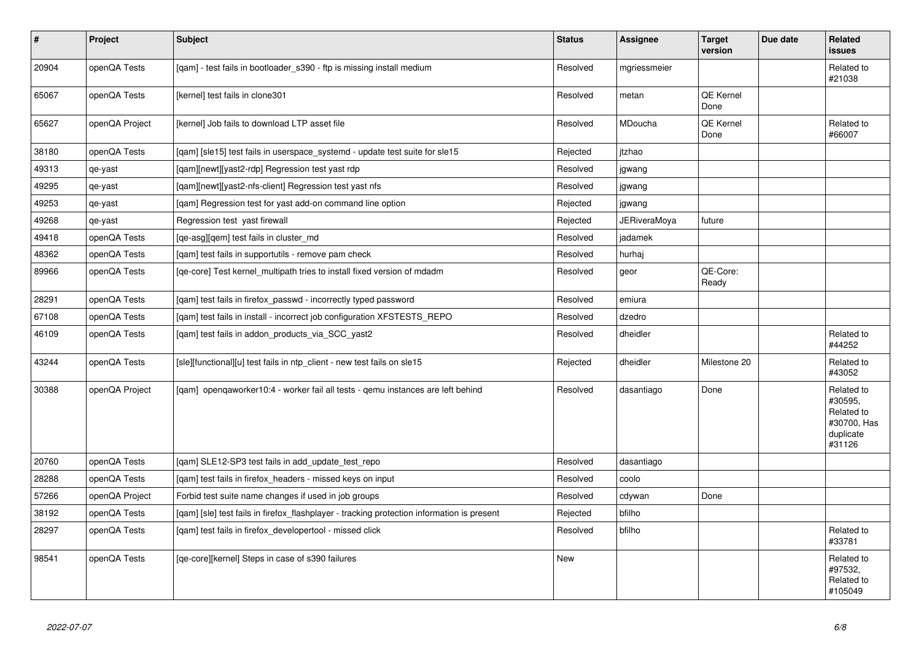| # | Project | Subject | Status | Assignee | Target version | Due date | Related issues |
|---|---|---|---|---|---|---|---|
| 20904 | openQA Tests | [qam] - test fails in bootloader_s390 - ftp is missing install medium | Resolved | mgriessmeier | | | Related to #21038 |
| 65067 | openQA Tests | [kernel] test fails in clone301 | Resolved | metan | QE Kernel Done | | |
| 65627 | openQA Project | [kernel] Job fails to download LTP asset file | Resolved | MDoucha | QE Kernel Done | | Related to #66007 |
| 38180 | openQA Tests | [qam] [sle15] test fails in userspace_systemd - update test suite for sle15 | Rejected | jtzhao | | | |
| 49313 | qe-yast | [qam][newt][yast2-rdp] Regression test yast rdp | Resolved | jgwang | | | |
| 49295 | qe-yast | [qam][newt][yast2-nfs-client] Regression test yast nfs | Resolved | jgwang | | | |
| 49253 | qe-yast | [qam] Regression test for yast add-on command line option | Rejected | jgwang | | | |
| 49268 | qe-yast | Regression test yast firewall | Rejected | JERiveraMoya | future | | |
| 49418 | openQA Tests | [qe-asg][qem] test fails in cluster_md | Resolved | jadamek | | | |
| 48362 | openQA Tests | [qam] test fails in supportutils - remove pam check | Resolved | hurhaj | | | |
| 89966 | openQA Tests | [qe-core] Test kernel_multipath tries to install fixed version of mdadm | Resolved | geor | QE-Core: Ready | | |
| 28291 | openQA Tests | [qam] test fails in firefox_passwd - incorrectly typed password | Resolved | emiura | | | |
| 67108 | openQA Tests | [qam] test fails in install - incorrect job configuration XFSTESTS_REPO | Resolved | dzedro | | | |
| 46109 | openQA Tests | [qam] test fails in addon_products_via_SCC_yast2 | Resolved | dheidler | | | Related to #44252 |
| 43244 | openQA Tests | [sle][functional][u] test fails in ntp_client - new test fails on sle15 | Rejected | dheidler | Milestone 20 | | Related to #43052 |
| 30388 | openQA Project | [qam] openqaworker10:4 - worker fail all tests - qemu instances are left behind | Resolved | dasantiago | Done | | Related to #30595, Related to #30700, Has duplicate #31126 |
| 20760 | openQA Tests | [qam] SLE12-SP3 test fails in add_update_test_repo | Resolved | dasantiago | | | |
| 28288 | openQA Tests | [qam] test fails in firefox_headers - missed keys on input | Resolved | coolo | | | |
| 57266 | openQA Project | Forbid test suite name changes if used in job groups | Resolved | cdywan | Done | | |
| 38192 | openQA Tests | [qam] [sle] test fails in firefox_flashplayer - tracking protection information is present | Rejected | bfilho | | | |
| 28297 | openQA Tests | [qam] test fails in firefox_developertool - missed click | Resolved | bfilho | | | Related to #33781 |
| 98541 | openQA Tests | [qe-core][kernel] Steps in case of s390 failures | New | | | | Related to #97532, Related to #105049 |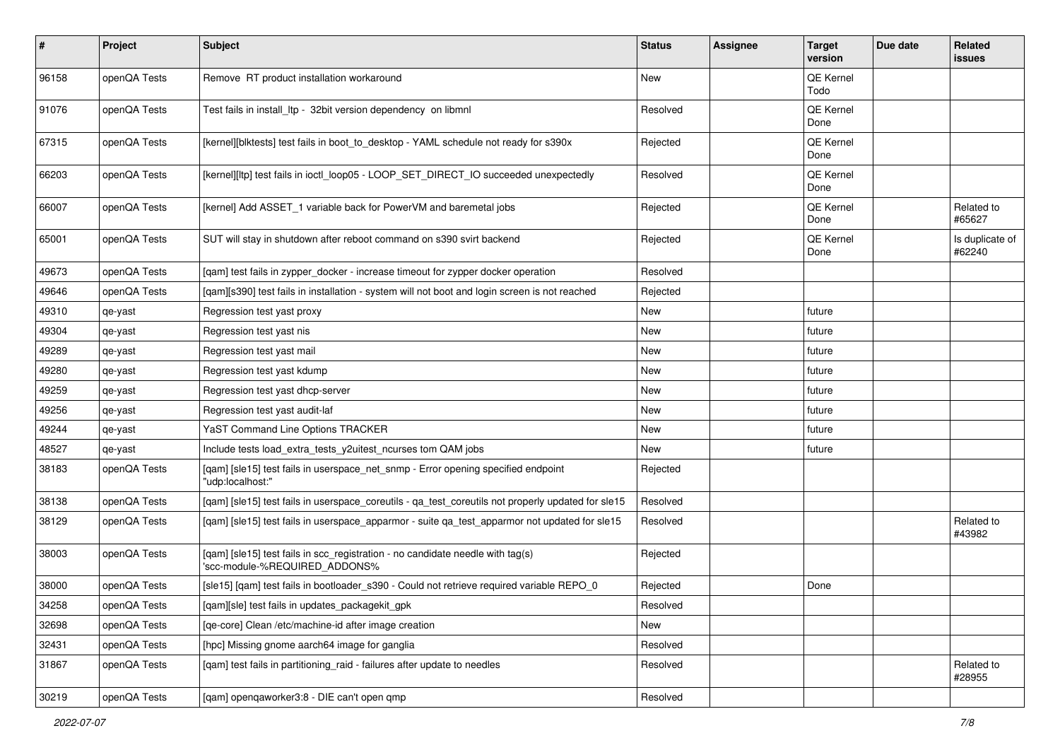| # | Project | Subject | Status | Assignee | Target version | Due date | Related issues |
|---|---|---|---|---|---|---|---|
| 96158 | openQA Tests | Remove RT product installation workaround | New | | QE Kernel Todo | | |
| 91076 | openQA Tests | Test fails in install_ltp - 32bit version dependency on libmnl | Resolved | | QE Kernel Done | | |
| 67315 | openQA Tests | [kernel][blktests] test fails in boot_to_desktop - YAML schedule not ready for s390x | Rejected | | QE Kernel Done | | |
| 66203 | openQA Tests | [kernel][ltp] test fails in ioctl_loop05 - LOOP_SET_DIRECT_IO succeeded unexpectedly | Resolved | | QE Kernel Done | | |
| 66007 | openQA Tests | [kernel] Add ASSET_1 variable back for PowerVM and baremetal jobs | Rejected | | QE Kernel Done | | Related to #65627 |
| 65001 | openQA Tests | SUT will stay in shutdown after reboot command on s390 svirt backend | Rejected | | QE Kernel Done | | Is duplicate of #62240 |
| 49673 | openQA Tests | [qam] test fails in zypper_docker - increase timeout for zypper docker operation | Resolved | | | | |
| 49646 | openQA Tests | [qam][s390] test fails in installation - system will not boot and login screen is not reached | Rejected | | | | |
| 49310 | qe-yast | Regression test yast proxy | New | | future | | |
| 49304 | qe-yast | Regression test yast nis | New | | future | | |
| 49289 | qe-yast | Regression test yast mail | New | | future | | |
| 49280 | qe-yast | Regression test yast kdump | New | | future | | |
| 49259 | qe-yast | Regression test yast dhcp-server | New | | future | | |
| 49256 | qe-yast | Regression test yast audit-laf | New | | future | | |
| 49244 | qe-yast | YaST Command Line Options TRACKER | New | | future | | |
| 48527 | qe-yast | Include tests load_extra_tests_y2uitest_ncurses tom QAM jobs | New | | future | | |
| 38183 | openQA Tests | [qam] [sle15] test fails in userspace_net_snmp - Error opening specified endpoint "udp:localhost:" | Rejected | | | | |
| 38138 | openQA Tests | [qam] [sle15] test fails in userspace_coreutils - qa_test_coreutils not properly updated for sle15 | Resolved | | | | |
| 38129 | openQA Tests | [qam] [sle15] test fails in userspace_apparmor - suite qa_test_apparmor not updated for sle15 | Resolved | | | | Related to #43982 |
| 38003 | openQA Tests | [qam] [sle15] test fails in scc_registration - no candidate needle with tag(s) 'scc-module-%REQUIRED_ADDONS% | Rejected | | | | |
| 38000 | openQA Tests | [sle15] [qam] test fails in bootloader_s390 - Could not retrieve required variable REPO_0 | Rejected | | Done | | |
| 34258 | openQA Tests | [qam][sle] test fails in updates_packagekit_gpk | Resolved | | | | |
| 32698 | openQA Tests | [qe-core] Clean /etc/machine-id after image creation | New | | | | |
| 32431 | openQA Tests | [hpc] Missing gnome aarch64 image for ganglia | Resolved | | | | |
| 31867 | openQA Tests | [qam] test fails in partitioning_raid - failures after update to needles | Resolved | | | | Related to #28955 |
| 30219 | openQA Tests | [qam] openqaworker3:8 - DIE can't open qmp | Resolved | | | | |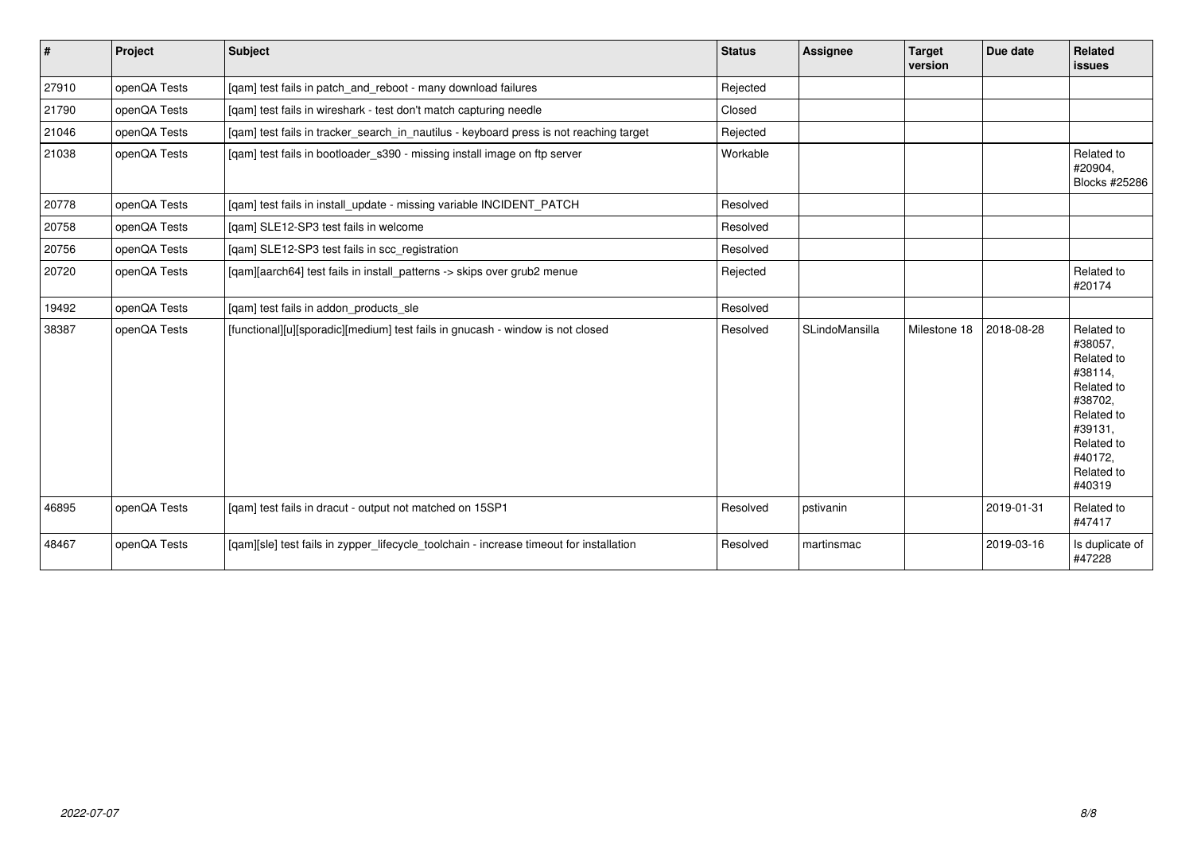| # | Project | Subject | Status | Assignee | Target version | Due date | Related issues |
|---|---|---|---|---|---|---|---|
| 27910 | openQA Tests | [qam] test fails in patch_and_reboot - many download failures | Rejected | | | | |
| 21790 | openQA Tests | [qam] test fails in wireshark - test don't match capturing needle | Closed | | | | |
| 21046 | openQA Tests | [qam] test fails in tracker_search_in_nautilus - keyboard press is not reaching target | Rejected | | | | |
| 21038 | openQA Tests | [qam] test fails in bootloader_s390 - missing install image on ftp server | Workable | | | | Related to #20904, Blocks #25286 |
| 20778 | openQA Tests | [qam] test fails in install_update - missing variable INCIDENT_PATCH | Resolved | | | | |
| 20758 | openQA Tests | [qam] SLE12-SP3 test fails in welcome | Resolved | | | | |
| 20756 | openQA Tests | [qam] SLE12-SP3 test fails in scc_registration | Resolved | | | | |
| 20720 | openQA Tests | [qam][aarch64] test fails in install_patterns -> skips over grub2 menue | Rejected | | | | Related to #20174 |
| 19492 | openQA Tests | [qam] test fails in addon_products_sle | Resolved | | | | |
| 38387 | openQA Tests | [functional][u][sporadic][medium] test fails in gnucash - window is not closed | Resolved | SLindoMansilla | Milestone 18 | 2018-08-28 | Related to #38057, Related to #38114, Related to #38702, Related to #39131, Related to #40172, Related to #40319 |
| 46895 | openQA Tests | [qam] test fails in dracut - output not matched on 15SP1 | Resolved | pstivanin | | 2019-01-31 | Related to #47417 |
| 48467 | openQA Tests | [qam][sle] test fails in zypper_lifecycle_toolchain - increase timeout for installation | Resolved | martinsmac | | 2019-03-16 | Is duplicate of #47228 |